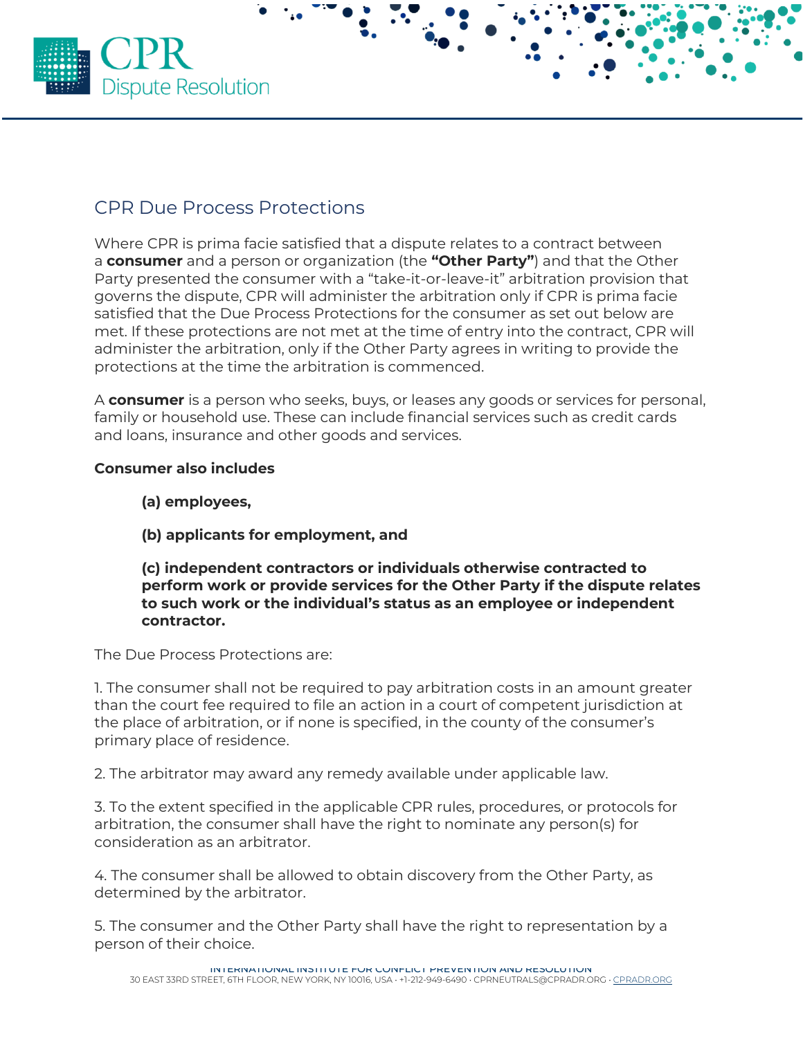## CPR Due Process Protections

Where CPR is prima facie satisfied that a dispute relates to a contract between a **consumer** and a person or organization (the **"Other Party"**) and that the Other Party presented the consumer with a "take-it-or-leave-it" arbitration provision that governs the dispute, CPR will administer the arbitration only if CPR is prima facie satisfied that the Due Process Protections for the consumer as set out below are met. If these protections are not met at the time of entry into the contract, CPR will administer the arbitration, only if the Other Party agrees in writing to provide the protections at the time the arbitration is commenced.

A **consumer** is a person who seeks, buys, or leases any goods or services for personal, family or household use. These can include financial services such as credit cards and loans, insurance and other goods and services.

**Consumer also includes**

> **(a) employees,**
>
> **(b) applicants for employment, and**
>
> **(c) independent contractors or individuals otherwise contracted to perform work or provide services for the Other Party if the dispute relates to such work or the individual's status as an employee or independent contractor.**

The Due Process Protections are:

1. The consumer shall not be required to pay arbitration costs in an amount greater than the court fee required to file an action in a court of competent jurisdiction at the place of arbitration, or if none is specified, in the county of the consumer's primary place of residence.

2. The arbitrator may award any remedy available under applicable law.

3. To the extent specified in the applicable CPR rules, procedures, or protocols for arbitration, the consumer shall have the right to nominate any person(s) for consideration as an arbitrator.

4. The consumer shall be allowed to obtain discovery from the Other Party, as determined by the arbitrator.

5. The consumer and the Other Party shall have the right to representation by a person of their choice.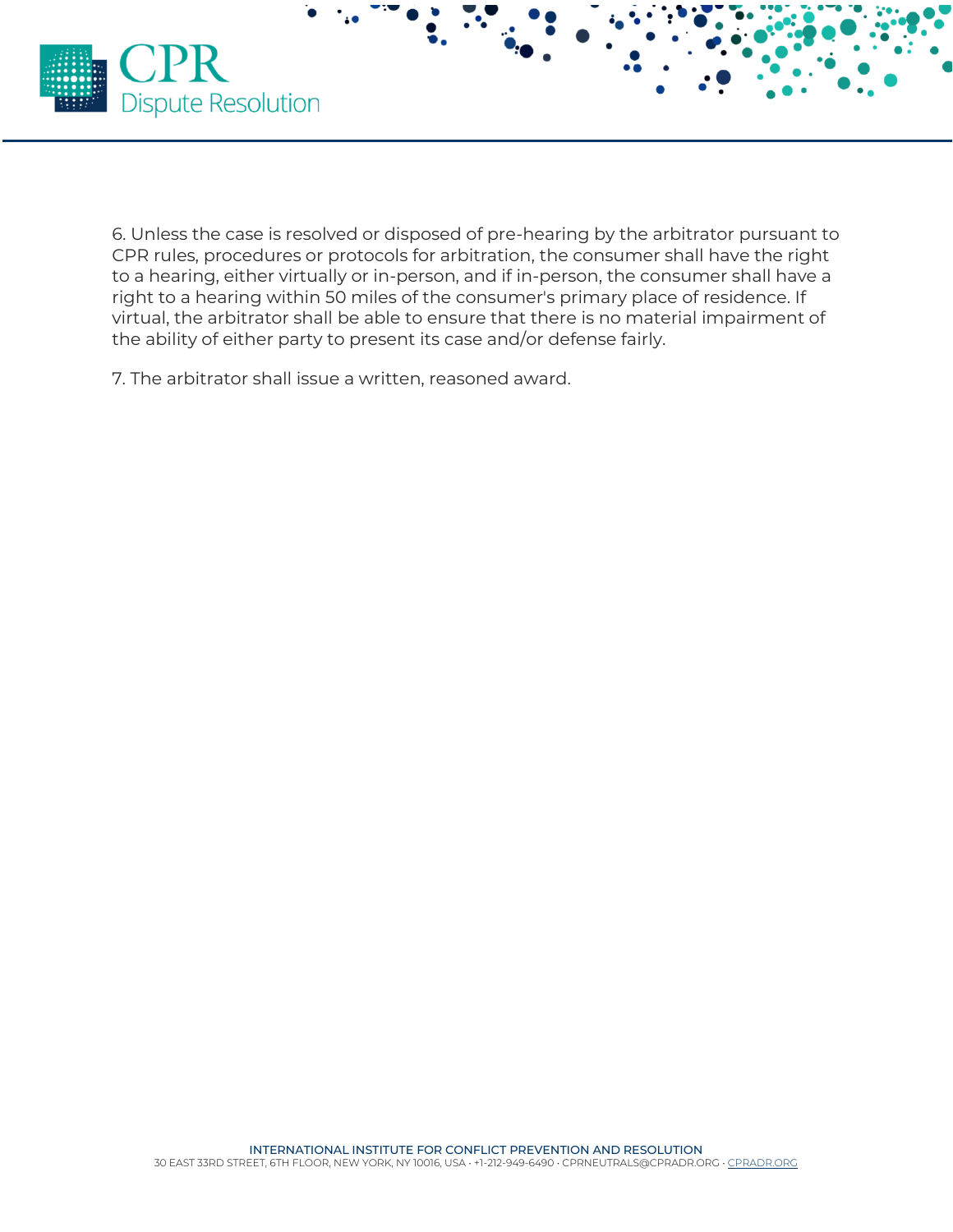6. Unless the case is resolved or disposed of pre-hearing by the arbitrator pursuant to CPR rules, procedures or protocols for arbitration, the consumer shall have the right to a hearing, either virtually or in-person, and if in-person, the consumer shall have a right to a hearing within 50 miles of the consumer's primary place of residence. If virtual, the arbitrator shall be able to ensure that there is no material impairment of the ability of either party to present its case and/or defense fairly.

7. The arbitrator shall issue a written, reasoned award.